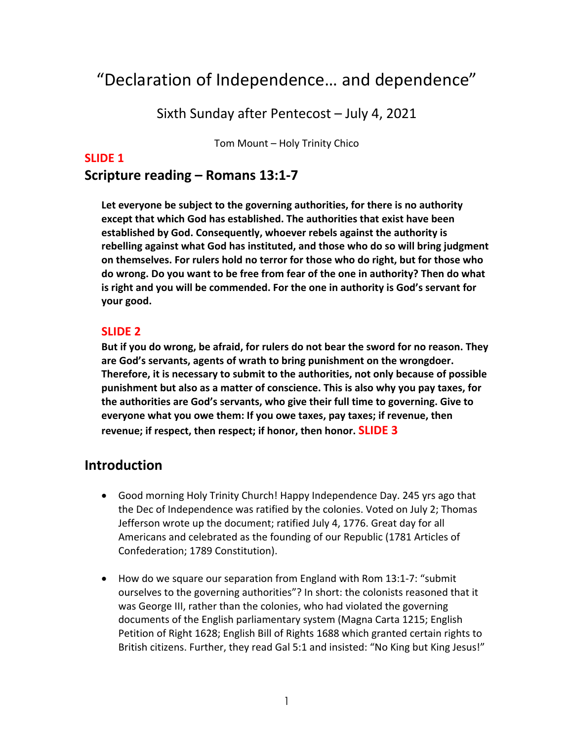# "Declaration of Independence… and dependence"

## Sixth Sunday after Pentecost – July 4, 2021

Tom Mount – Holy Trinity Chico

**SLIDE 1**

## Scripture reading – Romans 13:1-7

**Let everyone be subject to the governing authorities, for there is no authority except that which God has established. The authorities that exist have been established by God. Consequently, whoever rebels against the authority is rebelling against what God has instituted, and those who do so will bring judgment on themselves. For rulers hold no terror for those who do right, but for those who do wrong. Do you want to be free from fear of the one in authority? Then do what is right and you will be commended. For the one in authority is God's servant for your good.**

**SLIDE 2**

**But if you do wrong, be afraid, for rulers do not bear the sword for no reason. They are God's servants, agents of wrath to bring punishment on the wrongdoer. Therefore, it is necessary to submit to the authorities, not only because of possible punishment but also as a matter of conscience. This is also why you pay taxes, for the authorities are God's servants, who give their full time to governing. Give to everyone what you owe them: If you owe taxes, pay taxes; if revenue, then revenue; if respect, then respect; if honor, then honor.** **SLIDE 3**

## Introduction

- Good morning Holy Trinity Church! Happy Independence Day. 245 yrs ago that the Dec of Independence was ratified by the colonies. Voted on July 2; Thomas Jefferson wrote up the document; ratified July 4, 1776. Great day for all Americans and celebrated as the founding of our Republic (1781 Articles of Confederation; 1789 Constitution).

- How do we square our separation from England with Rom 13:1-7: "submit ourselves to the governing authorities"? In short: the colonists reasoned that it was George III, rather than the colonies, who had violated the governing documents of the English parliamentary system (Magna Carta 1215; English Petition of Right 1628; English Bill of Rights 1688 which granted certain rights to British citizens. Further, they read Gal 5:1 and insisted: "No King but King Jesus!"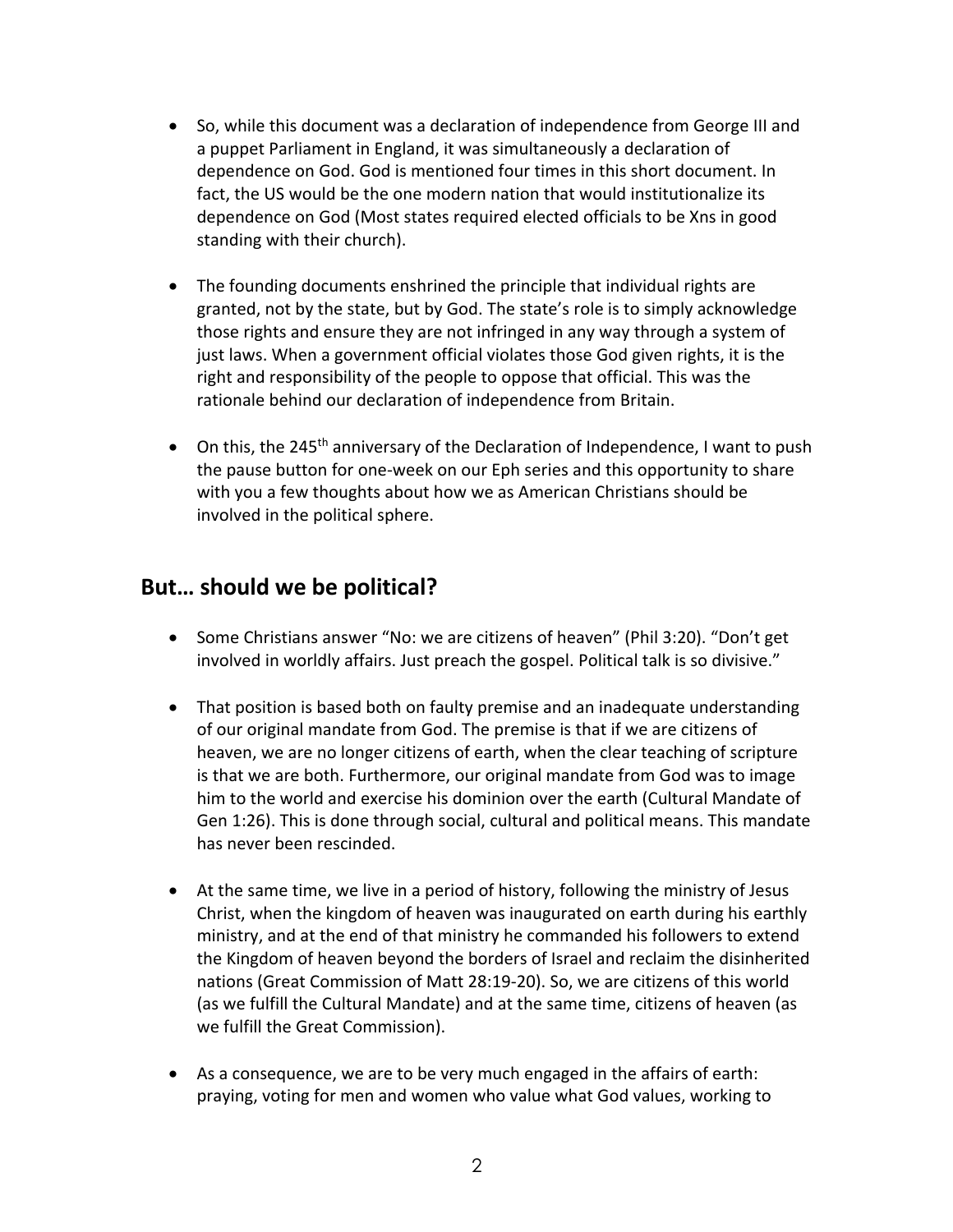- So, while this document was a declaration of independence from George III and a puppet Parliament in England, it was simultaneously a declaration of dependence on God. God is mentioned four times in this short document. In fact, the US would be the one modern nation that would institutionalize its dependence on God (Most states required elected officials to be Xns in good standing with their church).

- The founding documents enshrined the principle that individual rights are granted, not by the state, but by God. The state's role is to simply acknowledge those rights and ensure they are not infringed in any way through a system of just laws. When a government official violates those God given rights, it is the right and responsibility of the people to oppose that official. This was the rationale behind our declaration of independence from Britain.

- On this, the 245th anniversary of the Declaration of Independence, I want to push the pause button for one-week on our Eph series and this opportunity to share with you a few thoughts about how we as American Christians should be involved in the political sphere.

## But… should we be political?

- Some Christians answer "No: we are citizens of heaven" (Phil 3:20). "Don't get involved in worldly affairs. Just preach the gospel. Political talk is so divisive."

- That position is based both on faulty premise and an inadequate understanding of our original mandate from God. The premise is that if we are citizens of heaven, we are no longer citizens of earth, when the clear teaching of scripture is that we are both. Furthermore, our original mandate from God was to image him to the world and exercise his dominion over the earth (Cultural Mandate of Gen 1:26). This is done through social, cultural and political means. This mandate has never been rescinded.

- At the same time, we live in a period of history, following the ministry of Jesus Christ, when the kingdom of heaven was inaugurated on earth during his earthly ministry, and at the end of that ministry he commanded his followers to extend the Kingdom of heaven beyond the borders of Israel and reclaim the disinherited nations (Great Commission of Matt 28:19-20). So, we are citizens of this world (as we fulfill the Cultural Mandate) and at the same time, citizens of heaven (as we fulfill the Great Commission).

- As a consequence, we are to be very much engaged in the affairs of earth: praying, voting for men and women who value what God values, working to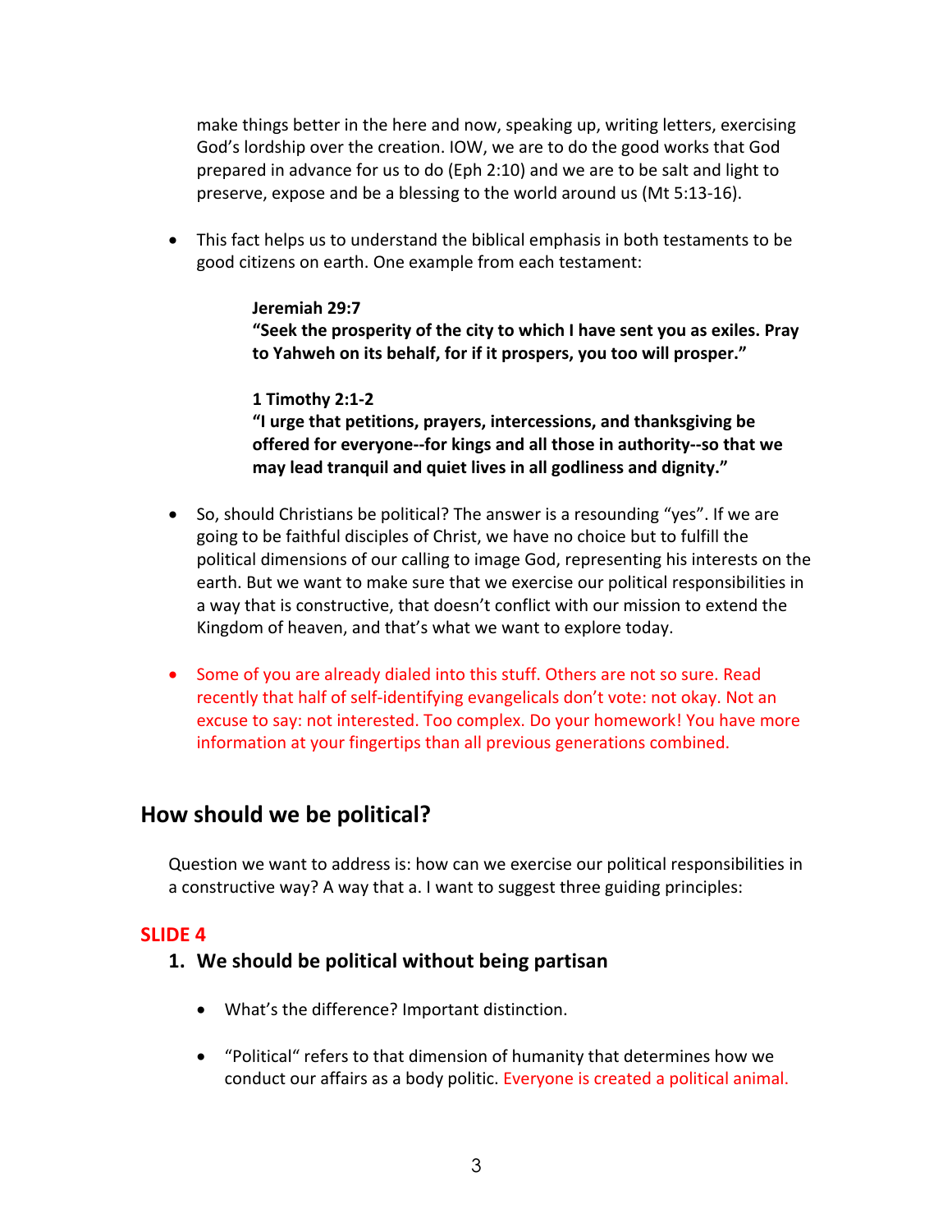make things better in the here and now, speaking up, writing letters, exercising God's lordship over the creation. IOW, we are to do the good works that God prepared in advance for us to do (Eph 2:10) and we are to be salt and light to preserve, expose and be a blessing to the world around us (Mt 5:13-16).

- This fact helps us to understand the biblical emphasis in both testaments to be good citizens on earth. One example from each testament:

  **Jeremiah 29:7**
  **"Seek the prosperity of the city to which I have sent you as exiles. Pray to Yahweh on its behalf, for if it prospers, you too will prosper."**

  **1 Timothy 2:1-2**
  **"I urge that petitions, prayers, intercessions, and thanksgiving be offered for everyone--for kings and all those in authority--so that we may lead tranquil and quiet lives in all godliness and dignity."**

- So, should Christians be political? The answer is a resounding "yes". If we are going to be faithful disciples of Christ, we have no choice but to fulfill the political dimensions of our calling to image God, representing his interests on the earth. But we want to make sure that we exercise our political responsibilities in a way that is constructive, that doesn't conflict with our mission to extend the Kingdom of heaven, and that's what we want to explore today.

- Some of you are already dialed into this stuff. Others are not so sure. Read recently that half of self-identifying evangelicals don't vote: not okay. Not an excuse to say: not interested. Too complex. Do your homework! You have more information at your fingertips than all previous generations combined.

## How should we be political?

Question we want to address is: how can we exercise our political responsibilities in a constructive way? A way that a. I want to suggest three guiding principles:

**SLIDE 4**

### 1. We should be political without being partisan

- What's the difference? Important distinction.

- "Political" refers to that dimension of humanity that determines how we conduct our affairs as a body politic. Everyone is created a political animal.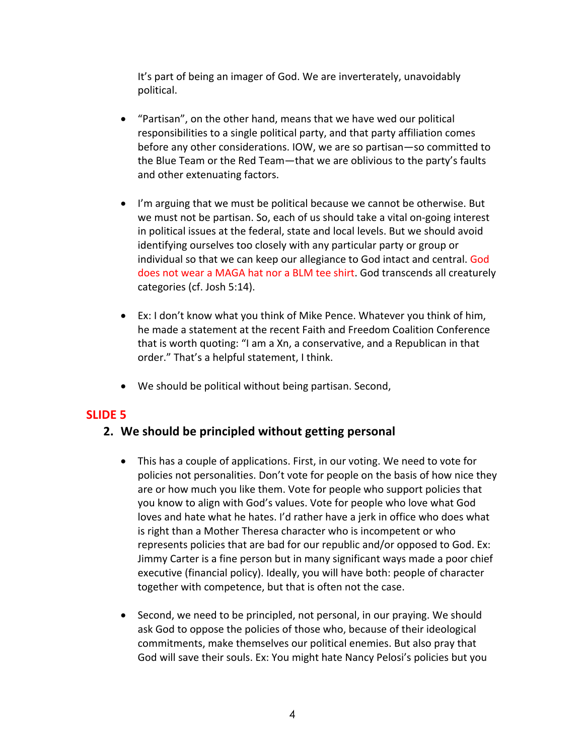It's part of being an imager of God. We are inverterately, unavoidably political.

- "Partisan", on the other hand, means that we have wed our political responsibilities to a single political party, and that party affiliation comes before any other considerations. IOW, we are so partisan—so committed to the Blue Team or the Red Team—that we are oblivious to the party's faults and other extenuating factors.

- I'm arguing that we must be political because we cannot be otherwise. But we must not be partisan. So, each of us should take a vital on-going interest in political issues at the federal, state and local levels. But we should avoid identifying ourselves too closely with any particular party or group or individual so that we can keep our allegiance to God intact and central. God does not wear a MAGA hat nor a BLM tee shirt. God transcends all creaturely categories (cf. Josh 5:14).

- Ex: I don't know what you think of Mike Pence. Whatever you think of him, he made a statement at the recent Faith and Freedom Coalition Conference that is worth quoting: "I am a Xn, a conservative, and a Republican in that order." That's a helpful statement, I think.

- We should be political without being partisan. Second,

**SLIDE 5**

## 2. We should be principled without getting personal

- This has a couple of applications. First, in our voting. We need to vote for policies not personalities. Don't vote for people on the basis of how nice they are or how much you like them. Vote for people who support policies that you know to align with God's values. Vote for people who love what God loves and hate what he hates. I'd rather have a jerk in office who does what is right than a Mother Theresa character who is incompetent or who represents policies that are bad for our republic and/or opposed to God. Ex: Jimmy Carter is a fine person but in many significant ways made a poor chief executive (financial policy). Ideally, you will have both: people of character together with competence, but that is often not the case.

- Second, we need to be principled, not personal, in our praying. We should ask God to oppose the policies of those who, because of their ideological commitments, make themselves our political enemies. But also pray that God will save their souls. Ex: You might hate Nancy Pelosi's policies but you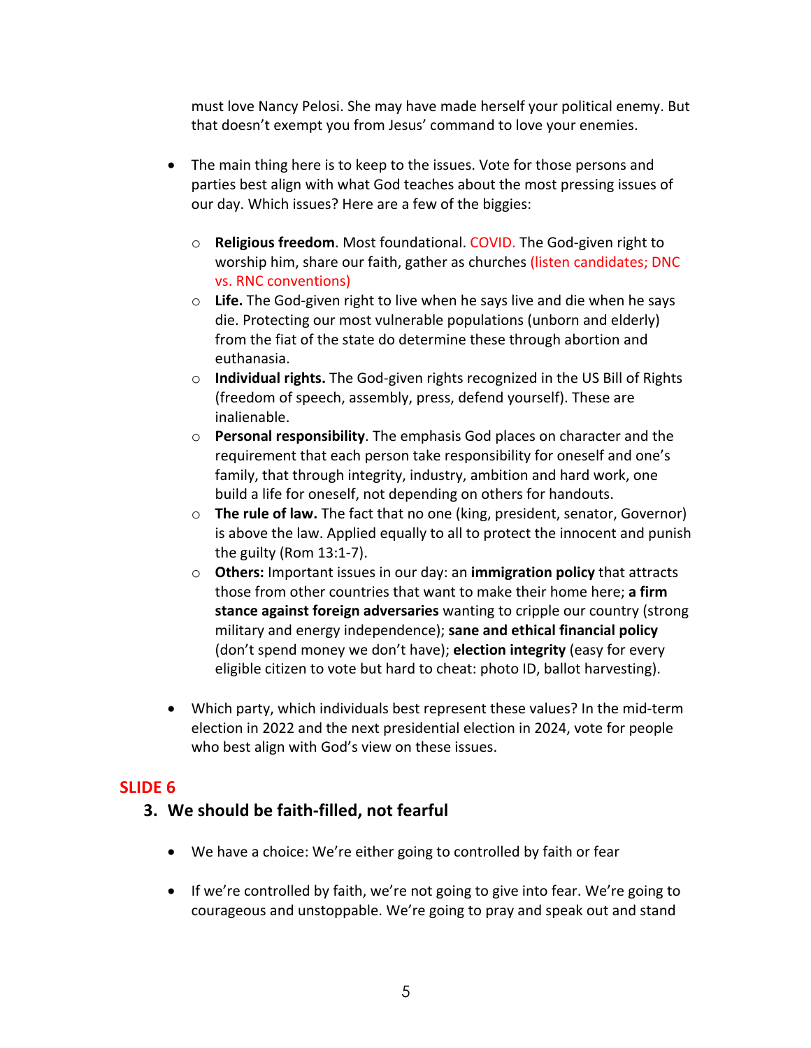must love Nancy Pelosi. She may have made herself your political enemy. But that doesn't exempt you from Jesus' command to love your enemies.

- The main thing here is to keep to the issues. Vote for those persons and parties best align with what God teaches about the most pressing issues of our day. Which issues? Here are a few of the biggies:

    - **Religious freedom**. Most foundational. COVID. The God-given right to worship him, share our faith, gather as churches (listen candidates; DNC vs. RNC conventions)
    - **Life.** The God-given right to live when he says live and die when he says die. Protecting our most vulnerable populations (unborn and elderly) from the fiat of the state do determine these through abortion and euthanasia.
    - **Individual rights.** The God-given rights recognized in the US Bill of Rights (freedom of speech, assembly, press, defend yourself). These are inalienable.
    - **Personal responsibility**. The emphasis God places on character and the requirement that each person take responsibility for oneself and one's family, that through integrity, industry, ambition and hard work, one build a life for oneself, not depending on others for handouts.
    - **The rule of law.** The fact that no one (king, president, senator, Governor) is above the law. Applied equally to all to protect the innocent and punish the guilty (Rom 13:1-7).
    - **Others:** Important issues in our day: an **immigration policy** that attracts those from other countries that want to make their home here; **a firm stance against foreign adversaries** wanting to cripple our country (strong military and energy independence); **sane and ethical financial policy** (don't spend money we don't have); **election integrity** (easy for every eligible citizen to vote but hard to cheat: photo ID, ballot harvesting).

- Which party, which individuals best represent these values? In the mid-term election in 2022 and the next presidential election in 2024, vote for people who best align with God's view on these issues.

## SLIDE 6

### 3. We should be faith-filled, not fearful

- We have a choice: We're either going to controlled by faith or fear

- If we're controlled by faith, we're not going to give into fear. We're going to courageous and unstoppable. We're going to pray and speak out and stand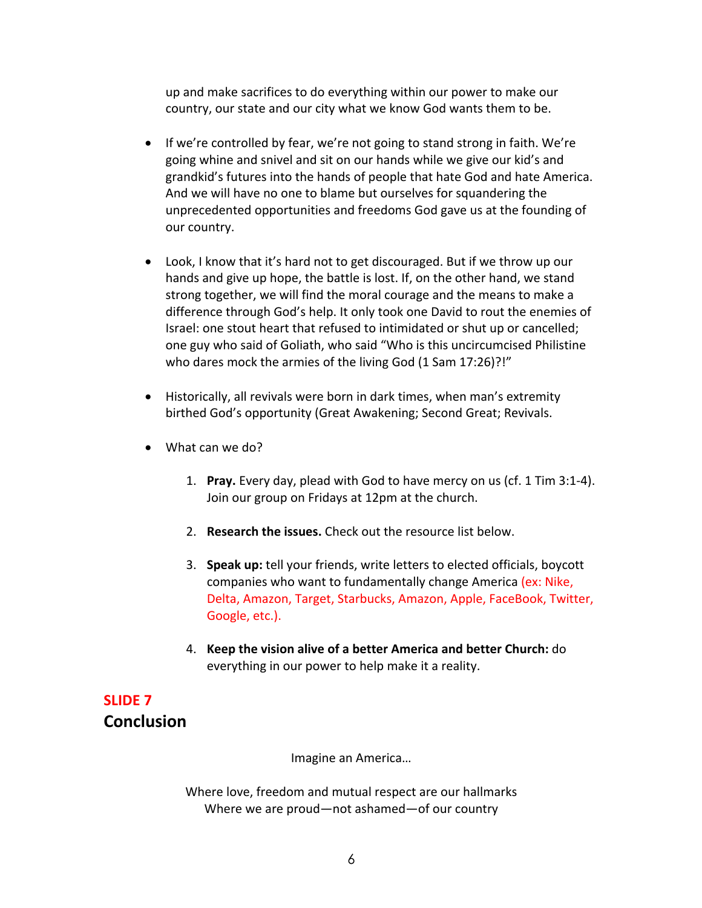up and make sacrifices to do everything within our power to make our country, our state and our city what we know God wants them to be.

- If we're controlled by fear, we're not going to stand strong in faith. We're going whine and snivel and sit on our hands while we give our kid's and grandkid's futures into the hands of people that hate God and hate America. And we will have no one to blame but ourselves for squandering the unprecedented opportunities and freedoms God gave us at the founding of our country.

- Look, I know that it's hard not to get discouraged. But if we throw up our hands and give up hope, the battle is lost. If, on the other hand, we stand strong together, we will find the moral courage and the means to make a difference through God's help. It only took one David to rout the enemies of Israel: one stout heart that refused to intimidated or shut up or cancelled; one guy who said of Goliath, who said "Who is this uncircumcised Philistine who dares mock the armies of the living God (1 Sam 17:26)?!"

- Historically, all revivals were born in dark times, when man's extremity birthed God's opportunity (Great Awakening; Second Great; Revivals.

- What can we do?

    1. **Pray.** Every day, plead with God to have mercy on us (cf. 1 Tim 3:1-4). Join our group on Fridays at 12pm at the church.

    2. **Research the issues.** Check out the resource list below.

    3. **Speak up:** tell your friends, write letters to elected officials, boycott companies who want to fundamentally change America (ex: Nike, Delta, Amazon, Target, Starbucks, Amazon, Apple, FaceBook, Twitter, Google, etc.).

    4. **Keep the vision alive of a better America and better Church:** do everything in our power to help make it a reality.

**SLIDE 7**

## Conclusion

Imagine an America…

Where love, freedom and mutual respect are our hallmarks
Where we are proud—not ashamed—of our country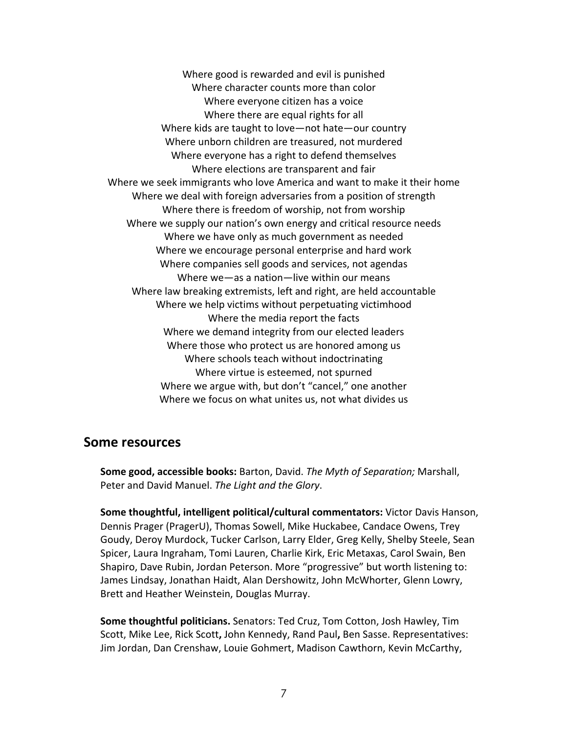Where good is rewarded and evil is punished
Where character counts more than color
Where everyone citizen has a voice
Where there are equal rights for all
Where kids are taught to love—not hate—our country
Where unborn children are treasured, not murdered
Where everyone has a right to defend themselves
Where elections are transparent and fair
Where we seek immigrants who love America and want to make it their home
Where we deal with foreign adversaries from a position of strength
Where there is freedom of worship, not from worship
Where we supply our nation's own energy and critical resource needs
Where we have only as much government as needed
Where we encourage personal enterprise and hard work
Where companies sell goods and services, not agendas
Where we—as a nation—live within our means
Where law breaking extremists, left and right, are held accountable
Where we help victims without perpetuating victimhood
Where the media report the facts
Where we demand integrity from our elected leaders
Where those who protect us are honored among us
Where schools teach without indoctrinating
Where virtue is esteemed, not spurned
Where we argue with, but don't "cancel," one another
Where we focus on what unites us, not what divides us

## Some resources

**Some good, accessible books:** Barton, David. *The Myth of Separation;* Marshall, Peter and David Manuel. *The Light and the Glory*.

**Some thoughtful, intelligent political/cultural commentators:** Victor Davis Hanson, Dennis Prager (PragerU), Thomas Sowell, Mike Huckabee, Candace Owens, Trey Goudy, Deroy Murdock, Tucker Carlson, Larry Elder, Greg Kelly, Shelby Steele, Sean Spicer, Laura Ingraham, Tomi Lauren, Charlie Kirk, Eric Metaxas, Carol Swain, Ben Shapiro, Dave Rubin, Jordan Peterson. More "progressive" but worth listening to: James Lindsay, Jonathan Haidt, Alan Dershowitz, John McWhorter, Glenn Lowry, Brett and Heather Weinstein, Douglas Murray.

**Some thoughtful politicians.** Senators: Ted Cruz, Tom Cotton, Josh Hawley, Tim Scott, Mike Lee, Rick Scott**,** John Kennedy, Rand Paul**,** Ben Sasse. Representatives: Jim Jordan, Dan Crenshaw, Louie Gohmert, Madison Cawthorn, Kevin McCarthy,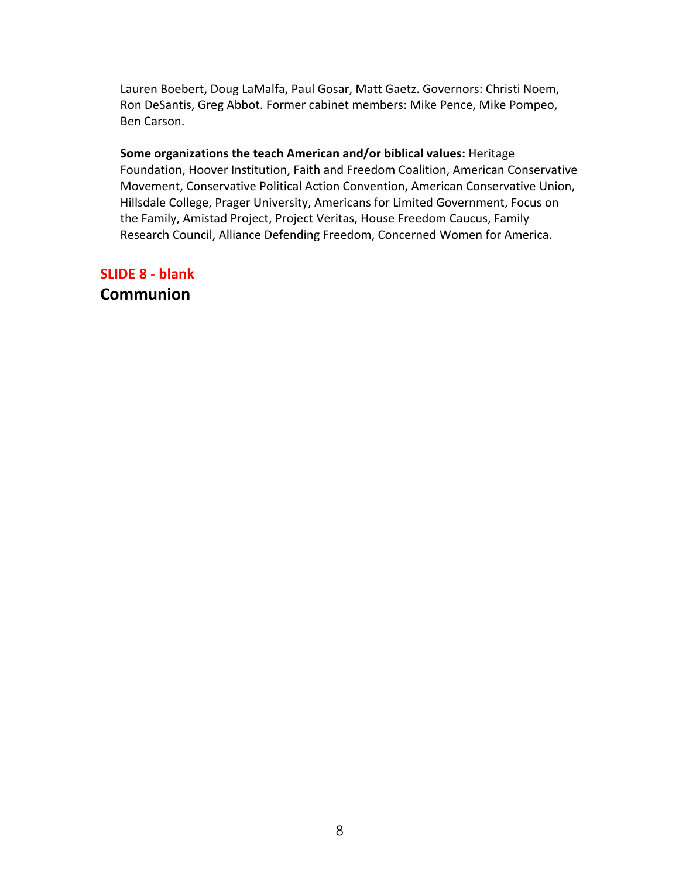Lauren Boebert, Doug LaMalfa, Paul Gosar, Matt Gaetz. Governors: Christi Noem, Ron DeSantis, Greg Abbot. Former cabinet members: Mike Pence, Mike Pompeo, Ben Carson.

**Some organizations the teach American and/or biblical values:** Heritage Foundation, Hoover Institution, Faith and Freedom Coalition, American Conservative Movement, Conservative Political Action Convention, American Conservative Union, Hillsdale College, Prager University, Americans for Limited Government, Focus on the Family, Amistad Project, Project Veritas, House Freedom Caucus, Family Research Council, Alliance Defending Freedom, Concerned Women for America.

**SLIDE 8 - blank**

## Communion